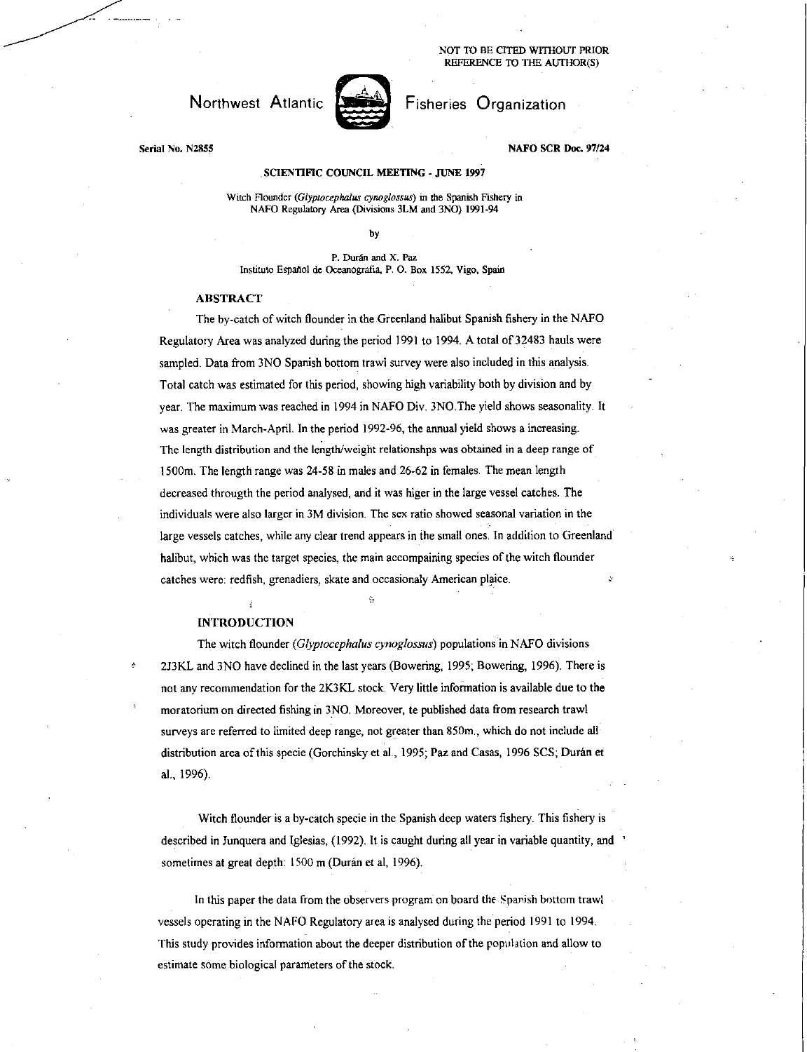NOT TO BE CITED WITHOUT PRIOR REFERENCE TO THE AUTHOR(S)

Northwest Atlantic Fisheries Organization

Serial No. N2855

NAFO SCR Doc. 97/24

SCIENTIFIC COUNCIL MEETING - JUNE 1997

Witch Flounder (*Glyptocephalus cynoglossus*) in the Spanish Fishery in NAFO Regulatory Area (Divisions 3LM and 3NO) 1991-94

by

P. Durán and X. Paz
Instituto Español de Oceanografía, P. O. Box 1552, Vigo, Spain

## ABSTRACT

The by-catch of witch flounder in the Greenland halibut Spanish fishery in the NAFO Regulatory Area was analyzed during the period 1991 to 1994. A total of 32483 hauls were sampled. Data from 3NO Spanish bottom trawl survey were also included in this analysis. Total catch was estimated for this period, showing high variability both by division and by year. The maximum was reached in 1994 in NAFO Div. 3NO.The yield shows seasonality. It was greater in March-April. In the period 1992-96, the annual yield shows a increasing. The length distribution and the length/weight relationshps was obtained in a deep range of 1500m. The length range was 24-58 in males and 26-62 in females. The mean length decreased througth the period analysed, and it was higer in the large vessel catches. The individuals were also larger in 3M division. The sex ratio showed seasonal variation in the large vessels catches, while any clear trend appears in the small ones. In addition to Greenland halibut, which was the target species, the main accompaining species of the witch flounder catches were: redfish, grenadiers, skate and occasionaly American plaice.

## INTRODUCTION

The witch flounder (*Glyptocephalus cynoglossus*) populations in NAFO divisions 2J3KL and 3NO have declined in the last years (Bowering, 1995; Bowering, 1996). There is not any recommendation for the 2K3KL stock. Very little information is available due to the moratorium on directed fishing in 3NO. Moreover, te published data from research trawl surveys are referred to limited deep range, not greater than 850m., which do not include all distribution area of this specie (Gorchinsky et al., 1995; Paz and Casas, 1996 SCS; Durán et al., 1996).

Witch flounder is a by-catch specie in the Spanish deep waters fishery. This fishery is described in Junquera and Iglesias, (1992). It is caught during all year in variable quantity, and sometimes at great depth: 1500 m (Durán et al, 1996).

In this paper the data from the observers program on board the Spanish bottom trawl vessels operating in the NAFO Regulatory area is analysed during the period 1991 to 1994. This study provides information about the deeper distribution of the population and allow to estimate some biological parameters of the stock.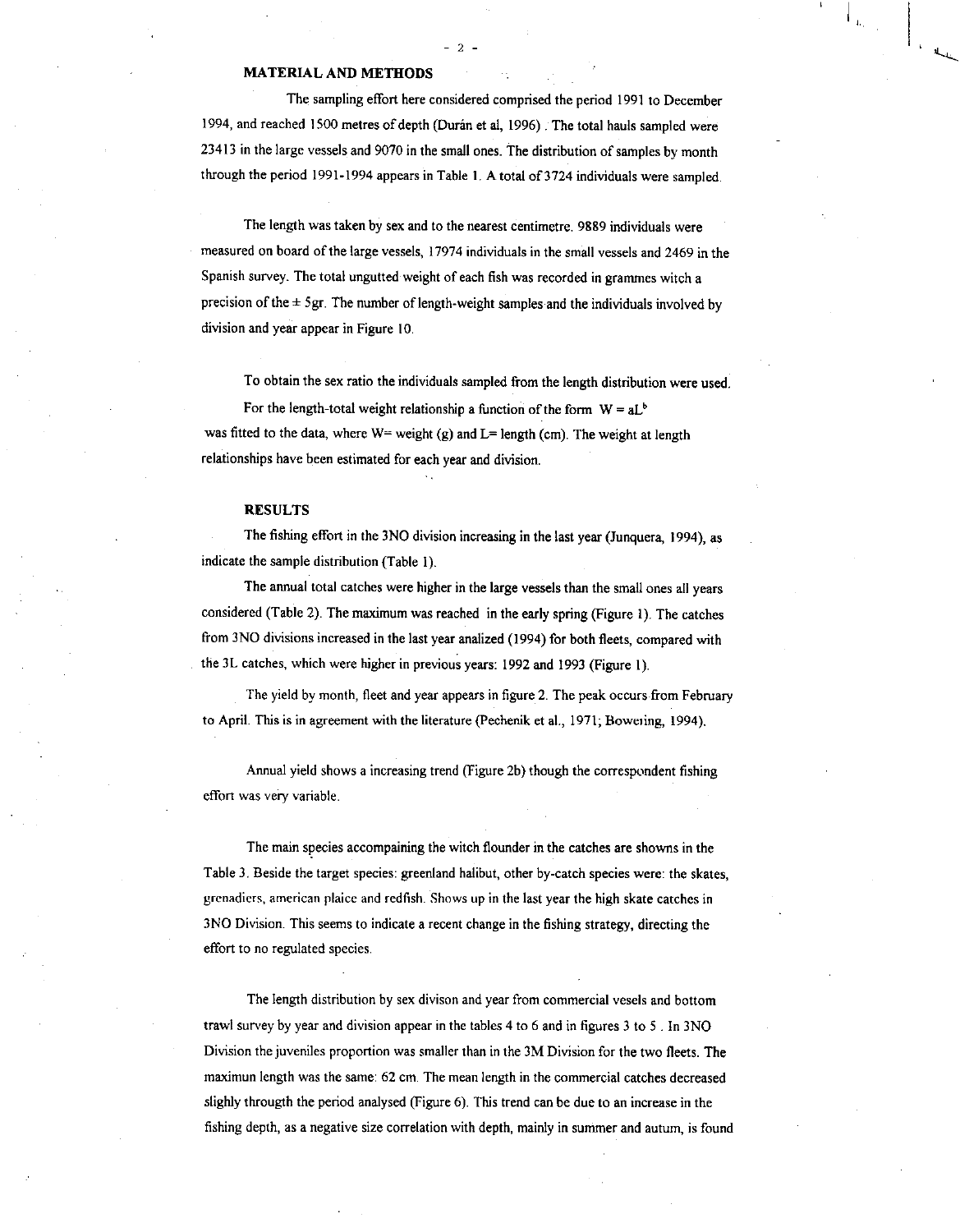## MATERIAL AND METHODS

The sampling effort here considered comprised the period 1991 to December 1994, and reached 1500 metres of depth (Durán et al, 1996). The total hauls sampled were 23413 in the large vessels and 9070 in the small ones. The distribution of samples by month through the period 1991-1994 appears in Table 1. A total of 3724 individuals were sampled.

The length was taken by sex and to the nearest centimetre. 9889 individuals were measured on board of the large vessels, 17974 individuals in the small vessels and 2469 in the Spanish survey. The total ungutted weight of each fish was recorded in grammes witch a precision of the ± 5gr. The number of length-weight samples and the individuals involved by division and year appear in Figure 10.

To obtain the sex ratio the individuals sampled from the length distribution were used.

For the length-total weight relationship a function of the form $W = aL^b$ was fitted to the data, where W= weight (g) and L= length (cm). The weight at length relationships have been estimated for each year and division.

## RESULTS

The fishing effort in the 3NO division increasing in the last year (Junquera, 1994), as indicate the sample distribution (Table 1).

The annual total catches were higher in the large vessels than the small ones all years considered (Table 2). The maximum was reached in the early spring (Figure 1). The catches from 3NO divisions increased in the last year analized (1994) for both fleets, compared with the 3L catches, which were higher in previous years: 1992 and 1993 (Figure 1).

The yield by month, fleet and year appears in figure 2. The peak occurs from February to April. This is in agreement with the literature (Pechenik et al., 1971; Bowering, 1994).

Annual yield shows a increasing trend (Figure 2b) though the correspondent fishing effort was very variable.

The main species accompaining the witch flounder in the catches are showns in the Table 3. Beside the target species: greenland halibut, other by-catch species were: the skates, grenadiers, american plaice and redfish. Shows up in the last year the high skate catches in 3NO Division. This seems to indicate a recent change in the fishing strategy, directing the effort to no regulated species.

The length distribution by sex divison and year from commercial vesels and bottom trawl survey by year and division appear in the tables 4 to 6 and in figures 3 to 5 . In 3NO Division the juveniles proportion was smaller than in the 3M Division for the two fleets. The maximun length was the same: 62 cm. The mean length in the commercial catches decreased slighly througth the period analysed (Figure 6). This trend can be due to an increase in the fishing depth, as a negative size correlation with depth, mainly in summer and autum, is found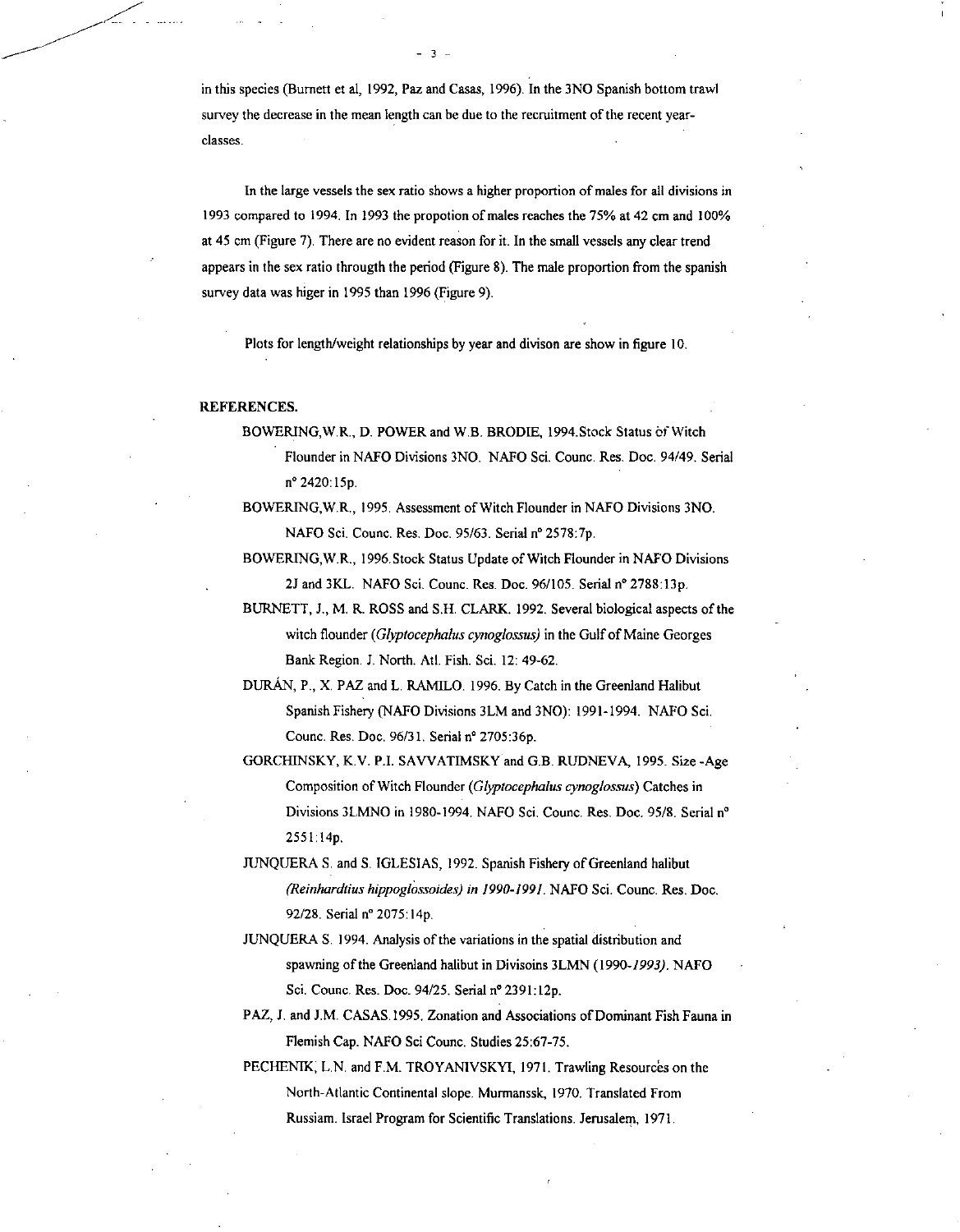in this species (Burnett et al, 1992, Paz and Casas, 1996). In the 3NO Spanish bottom trawl survey the decrease in the mean length can be due to the recruitment of the recent year-classes.

In the large vessels the sex ratio shows a higher proportion of males for all divisions in 1993 compared to 1994. In 1993 the propotion of males reaches the 75% at 42 cm and 100% at 45 cm (Figure 7). There are no evident reason for it. In the small vessels any clear trend appears in the sex ratio througth the period (Figure 8). The male proportion from the spanish survey data was higer in 1995 than 1996 (Figure 9).

Plots for length/weight relationships by year and divison are show in figure 10.

**REFERENCES.**

BOWERING,W.R., D. POWER and W.B. BRODIE, 1994.Stock Status of Witch Flounder in NAFO Divisions 3NO. NAFO Sci. Counc. Res. Doc. 94/49. Serial nº 2420:15p.

BOWERING,W.R., 1995. Assessment of Witch Flounder in NAFO Divisions 3NO. NAFO Sci. Counc. Res. Doc. 95/63. Serial nº 2578:7p.

BOWERING,W.R., 1996.Stock Status Update of Witch Flounder in NAFO Divisions 2J and 3KL. NAFO Sci. Counc. Res. Doc. 96/105. Serial nº 2788:13p.

BURNETT, J., M. R. ROSS and S.H. CLARK. 1992. Several biological aspects of the witch flounder *(Glyptocephalus cynoglossus)* in the Gulf of Maine Georges Bank Region. J. North. Atl. Fish. Sci. 12: 49-62.

DURÁN, P., X. PAZ and L. RAMILO. 1996. By Catch in the Greenland Halibut Spanish Fishery (NAFO Divisions 3LM and 3NO): 1991-1994. NAFO Sci. Counc. Res. Doc. 96/31. Serial nº 2705:36p.

GORCHINSKY, K.V. P.I. SAVVATIMSKY and G.B. RUDNEVA, 1995. Size -Age Composition of Witch Flounder (*Glyptocephalus cynoglossus*) Catches in Divisions 3LMNO in 1980-1994. NAFO Sci. Counc. Res. Doc. 95/8. Serial nº 2551:14p.

JUNQUERA S. and S. IGLESIAS, 1992. Spanish Fishery of Greenland halibut *(Reinhardtius hippoglossoides) in 1990-1991.* NAFO Sci. Counc. Res. Doc. 92/28. Serial nº 2075:14p.

JUNQUERA S. 1994. Analysis of the variations in the spatial distribution and spawning of the Greenland halibut in Divisoins 3LMN (1990-*1993).* NAFO Sci. Counc. Res. Doc. 94/25. Serial nº 2391:12p.

PAZ, J. and J.M. CASAS.1995. Zonation and Associations of Dominant Fish Fauna in Flemish Cap. NAFO Sci Counc. Studies 25:67-75.

PECHENIK, L.N. and F.M. TROYANIVSKYI, 1971. Trawling Resources on the North-Atlantic Continental slope. Murmanssk, 1970. Translated From Russiam. Israel Program for Scientific Translations. Jerusalem, 1971.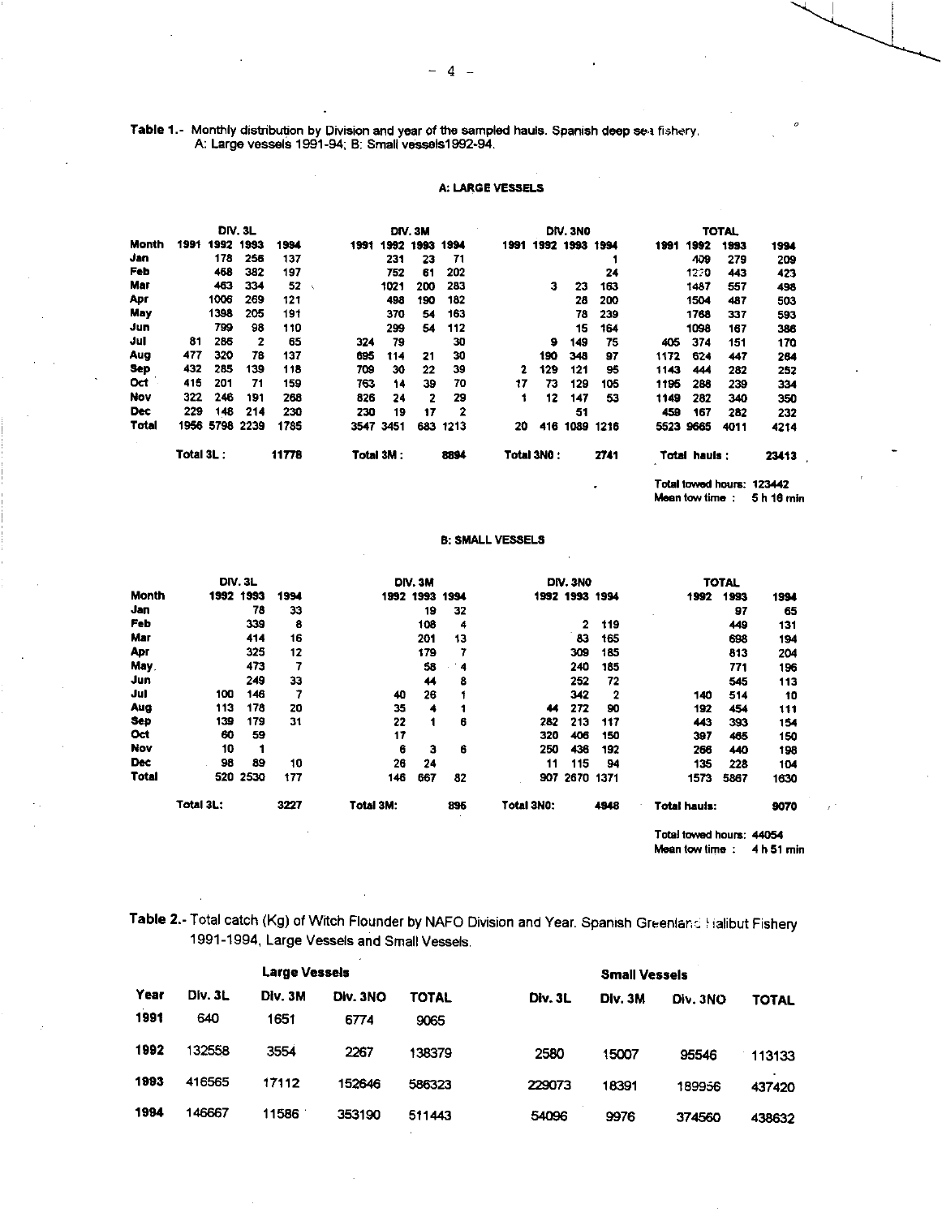**Table 1.-** Monthly distribution by Division and year of the sampled hauls. Spanish deep sea fishery. A: Large vessels 1991-94; B: Small vessels1992-94.

**A: LARGE VESSELS**

| | DIV. 3L | | | | DIV. 3M | | | | DIV. 3NO | | | | TOTAL | | | |
|---|---|---|---|---|---|---|---|---|---|---|---|---|---|---|---|---|
| Month | 1991 | 1992 | 1993 | 1994 | 1991 | 1992 | 1993 | 1994 | 1991 | 1992 | 1993 | 1994 | 1991 | 1992 | 1993 | 1994 |
| Jan | | 178 | 256 | 137 | | 231 | 23 | 71 | | | | 1 | | 409 | 279 | 209 |
| Feb | | 468 | 382 | 197 | | 752 | 61 | 202 | | | | 24 | | 1220 | 443 | 423 |
| Mar | | 463 | 334 | 52 | | 1021 | 200 | 283 | | 3 | 23 | 163 | | 1487 | 557 | 498 |
| Apr | | 1006 | 269 | 121 | | 498 | 190 | 182 | | | 28 | 200 | | 1504 | 487 | 503 |
| May | | 1398 | 205 | 191 | | 370 | 54 | 163 | | | 78 | 239 | | 1768 | 337 | 593 |
| Jun | | 799 | 98 | 110 | | 299 | 54 | 112 | | | 15 | 164 | | 1098 | 167 | 386 |
| Jul | 81 | 286 | 2 | 65 | 324 | 79 | | 30 | | 9 | 149 | 75 | 405 | 374 | 151 | 170 |
| Aug | 477 | 320 | 78 | 137 | 695 | 114 | 21 | 30 | | 190 | 348 | 97 | 1172 | 624 | 447 | 264 |
| Sep | 432 | 285 | 139 | 118 | 709 | 30 | 22 | 39 | 2 | 129 | 121 | 95 | 1143 | 444 | 282 | 252 |
| Oct | 415 | 201 | 71 | 159 | 763 | 14 | 39 | 70 | 17 | 73 | 129 | 105 | 1195 | 288 | 239 | 334 |
| Nov | 322 | 246 | 191 | 268 | 826 | 24 | 2 | 29 | 1 | 12 | 147 | 53 | 1149 | 282 | 340 | 350 |
| Dec | 229 | 146 | 214 | 230 | 230 | 19 | 17 | 2 | | | 51 | | 459 | 167 | 282 | 232 |
| Total | 1956 | 5798 | 2239 | 1785 | 3547 | 3451 | 683 | 1213 | 20 | 416 | 1089 | 1216 | 5523 | 9665 | 4011 | 4214 |
| | Total 3L : | | | 11778 | Total 3M : | | | 8894 | Total 3NO : | | | 2741 | Total hauls : | | | 23413 |

Total towed hours: 123442
Mean tow time : 5 h 16 min

**B: SMALL VESSELS**

| | DIV. 3L | | | DIV. 3M | | | DIV. 3NO | | | TOTAL | | |
|---|---|---|---|---|---|---|---|---|---|---|---|---|
| Month | 1992 | 1993 | 1994 | 1992 | 1993 | 1994 | 1992 | 1993 | 1994 | 1992 | 1993 | 1994 |
| Jan | | 78 | 33 | | 19 | 32 | | | | | 97 | 65 |
| Feb | | 339 | 8 | | 108 | 4 | | 2 | 119 | | 449 | 131 |
| Mar | | 414 | 16 | | 201 | 13 | | 83 | 165 | | 698 | 194 |
| Apr | | 325 | 12 | | 179 | 7 | | 309 | 185 | | 813 | 204 |
| May | | 473 | 7 | | 58 | 4 | | 240 | 185 | | 771 | 196 |
| Jun | | 249 | 33 | | 44 | 8 | | 252 | 72 | | 545 | 113 |
| Jul | 100 | 146 | 7 | 40 | 26 | 1 | | 342 | 2 | 140 | 514 | 10 |
| Aug | 113 | 178 | 20 | 35 | 4 | 1 | 44 | 272 | 90 | 192 | 454 | 111 |
| Sep | 139 | 179 | 31 | 22 | 1 | 6 | 282 | 213 | 117 | 443 | 393 | 154 |
| Oct | 60 | 59 | | 17 | | | 320 | 406 | 150 | 397 | 465 | 150 |
| Nov | 10 | 1 | | 6 | 3 | 6 | 250 | 436 | 192 | 266 | 440 | 198 |
| Dec | 98 | 89 | 10 | 26 | 24 | | 11 | 115 | 94 | 135 | 228 | 104 |
| Total | 520 | 2530 | 177 | 146 | 667 | 82 | 907 | 2670 | 1371 | 1573 | 5867 | 1630 |
| | Total 3L: | | 3227 | Total 3M: | | 896 | Total 3NO: | | 4948 | Total hauls: | | 9070 |

Total towed hours: 44054
Mean tow time : 4 h 51 min

**Table 2.-** Total catch (Kg) of Witch Flounder by NAFO Division and Year. Spanish Greenland Halibut Fishery 1991-1994, Large Vessels and Small Vessels.

| | Large Vessels | | | | Small Vessels | | | |
|---|---|---|---|---|---|---|---|---|
| Year | Div. 3L | Div. 3M | Div. 3NO | TOTAL | Div. 3L | Div. 3M | Div. 3NO | TOTAL |
| 1991 | 640 | 1651 | 6774 | 9065 | | | | |
| 1992 | 132558 | 3554 | 2267 | 138379 | 2580 | 15007 | 95546 | 113133 |
| 1993 | 416565 | 17112 | 152646 | 586323 | 229073 | 18391 | 189956 | 437420 |
| 1994 | 146667 | 11586 | 353190 | 511443 | 54096 | 9976 | 374560 | 438632 |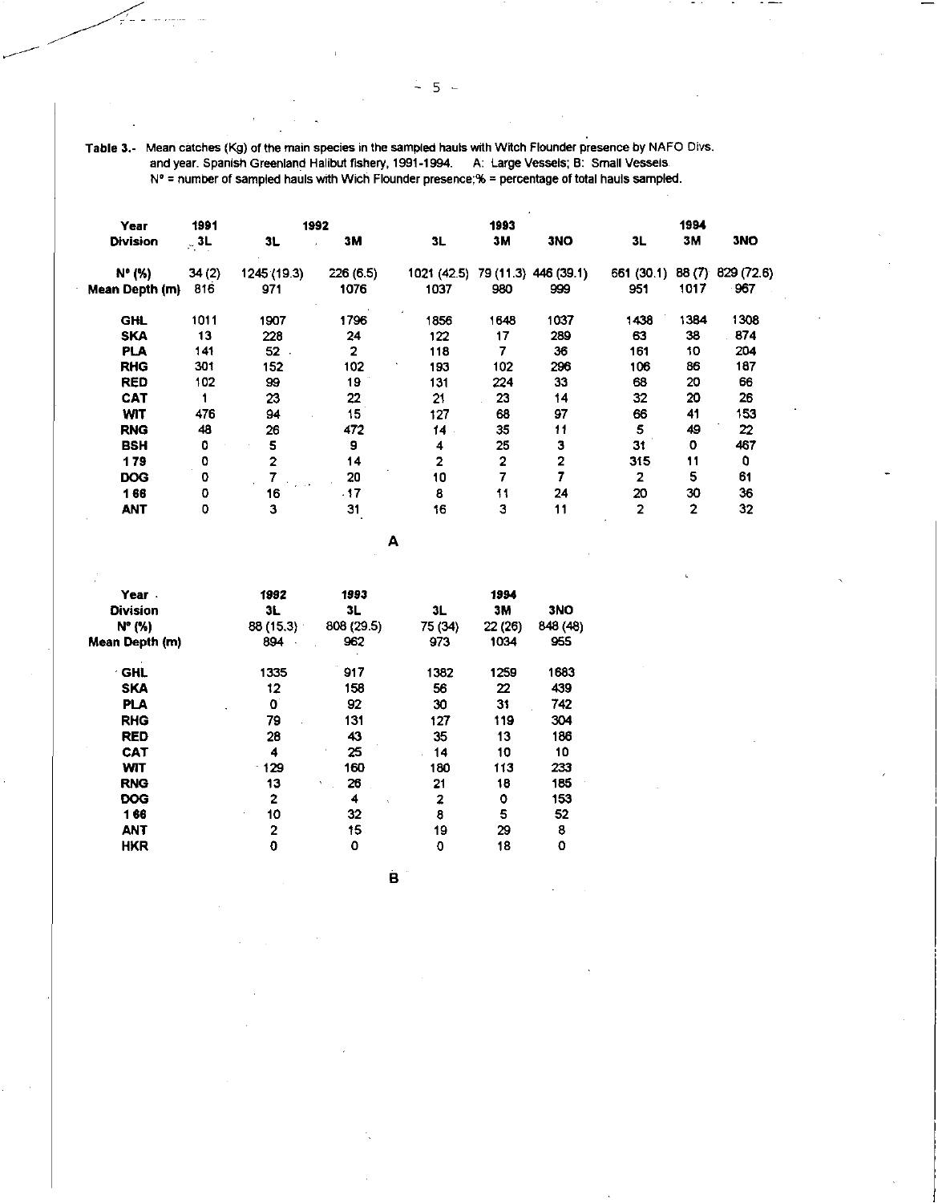**Table 3.-** Mean catches (Kg) of the main species in the sampled hauls with Witch Flounder presence by NAFO Divs. and year. Spanish Greenland Halibut fishery, 1991-1994. A: Large Vessels; B: Small Vessels. N° = number of sampled hauls with Wich Flounder presence;% = percentage of total hauls sampled.

| Year | 1991 | 1992 | | 1993 | | | 1994 | | |
|---|---|---|---|---|---|---|---|---|---|
| **Division** | 3L | 3L | 3M | 3L | 3M | 3NO | 3L | 3M | 3NO |
| **N° (%)** | 34 (2) | 1245 (19.3) | 226 (6.5) | 1021 (42.5) | 79 (11.3) | 446 (39.1) | 661 (30.1) | 88 (7) | 829 (72.6) |
| **Mean Depth (m)** | 816 | 971 | 1076 | 1037 | 980 | 999 | 951 | 1017 | 967 |
| **GHL** | 1011 | 1907 | 1796 | 1856 | 1648 | 1037 | 1438 | 1384 | 1308 |
| **SKA** | 13 | 228 | 24 | 122 | 17 | 289 | 63 | 38 | 874 |
| **PLA** | 141 | 52 | 2 | 118 | 7 | 36 | 161 | 10 | 204 |
| **RHG** | 301 | 152 | 102 | 193 | 102 | 296 | 106 | 86 | 187 |
| **RED** | 102 | 99 | 19 | 131 | 224 | 33 | 68 | 20 | 66 |
| **CAT** | 1 | 23 | 22 | 21 | 23 | 14 | 32 | 20 | 26 |
| **WIT** | 476 | 94 | 15 | 127 | 68 | 97 | 66 | 41 | 153 |
| **RNG** | 48 | 26 | 472 | 14 | 35 | 11 | 5 | 49 | 22 |
| **BSH** | 0 | 5 | 9 | 4 | 25 | 3 | 31 | 0 | 467 |
| **179** | 0 | 2 | 14 | 2 | 2 | 2 | 315 | 11 | 0 |
| **DOG** | 0 | 7 | 20 | 10 | 7 | 7 | 2 | 5 | 61 |
| **166** | 0 | 16 | 17 | 8 | 11 | 24 | 20 | 30 | 36 |
| **ANT** | 0 | 3 | 31 | 16 | 3 | 11 | 2 | 2 | 32 |

A

| Year | 1992 | 1993 | 1994 | | |
|---|---|---|---|---|---|
| **Division** | 3L | 3L | 3L | 3M | 3NO |
| **N° (%)** | 88 (15.3) | 808 (29.5) | 75 (34) | 22 (26) | 848 (48) |
| **Mean Depth (m)** | 894 | 962 | 973 | 1034 | 955 |
| **GHL** | 1335 | 917 | 1382 | 1259 | 1683 |
| **SKA** | 12 | 158 | 56 | 22 | 439 |
| **PLA** | 0 | 92 | 30 | 31 | 742 |
| **RHG** | 79 | 131 | 127 | 119 | 304 |
| **RED** | 28 | 43 | 35 | 13 | 186 |
| **CAT** | 4 | 25 | 14 | 10 | 10 |
| **WIT** | 129 | 160 | 180 | 113 | 233 |
| **RNG** | 13 | 26 | 21 | 18 | 185 |
| **DOG** | 2 | 4 | 2 | 0 | 153 |
| **166** | 10 | 32 | 8 | 5 | 52 |
| **ANT** | 2 | 15 | 19 | 29 | 8 |
| **HKR** | 0 | 0 | 0 | 18 | 0 |

B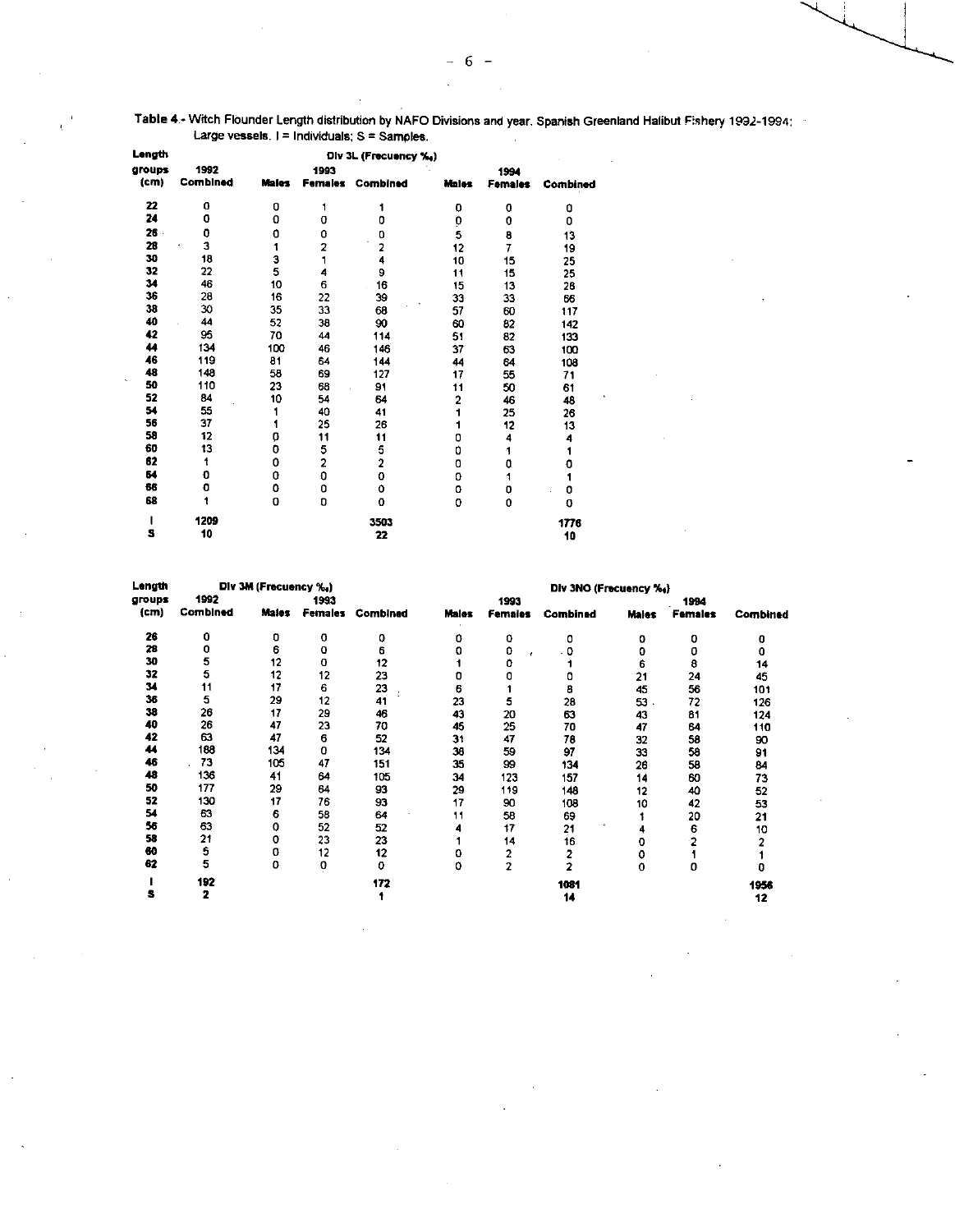Table 4.- Witch Flounder Length distribution by NAFO Divisions and year. Spanish Greenland Halibut Fishery 1992-1994: Large vessels. I = Individuals; S = Samples.

| Length groups (cm) | Div 3L (Frecuency ‰) | | | | | | |
|---|---|---|---|---|---|---|---|
| | 1992 | 1993 | | | 1994 | | |
| | Combined | Males | Females | Combined | Males | Females | Combined |
| 22 | 0 | 0 | 1 | 1 | 0 | 0 | 0 |
| 24 | 0 | 0 | 0 | 0 | 0 | 0 | 0 |
| 26 | 0 | 0 | 0 | 0 | 5 | 8 | 13 |
| 28 | 3 | 1 | 2 | 2 | 12 | 7 | 19 |
| 30 | 18 | 3 | 1 | 4 | 10 | 15 | 25 |
| 32 | 22 | 5 | 4 | 9 | 11 | 15 | 25 |
| 34 | 46 | 10 | 6 | 16 | 15 | 13 | 28 |
| 36 | 28 | 16 | 22 | 39 | 33 | 33 | 66 |
| 38 | 30 | 35 | 33 | 68 | 57 | 60 | 117 |
| 40 | 44 | 52 | 38 | 90 | 60 | 82 | 142 |
| 42 | 95 | 70 | 44 | 114 | 51 | 82 | 133 |
| 44 | 134 | 100 | 46 | 146 | 37 | 63 | 100 |
| 46 | 119 | 81 | 64 | 144 | 44 | 64 | 108 |
| 48 | 148 | 58 | 69 | 127 | 17 | 55 | 71 |
| 50 | 110 | 23 | 68 | 91 | 11 | 50 | 61 |
| 52 | 84 | 10 | 54 | 64 | 2 | 46 | 48 |
| 54 | 55 | 1 | 40 | 41 | 1 | 25 | 26 |
| 56 | 37 | 1 | 25 | 26 | 1 | 12 | 13 |
| 58 | 12 | 0 | 11 | 11 | 0 | 4 | 4 |
| 60 | 13 | 0 | 5 | 5 | 0 | 1 | 1 |
| 62 | 1 | 0 | 2 | 2 | 0 | 0 | 0 |
| 64 | 0 | 0 | 0 | 0 | 0 | 1 | 1 |
| 66 | 0 | 0 | 0 | 0 | 0 | 0 | 0 |
| 68 | 1 | 0 | 0 | 0 | 0 | 0 | 0 |
| I | 1209 | | | 3503 | | | 1776 |
| S | 10 | | | 22 | | | 10 |

| Length groups (cm) | Div 3M (Frecuency ‰) | | | | Div 3NO (Frecuency ‰) | | | | | |
|---|---|---|---|---|---|---|---|---|---|---|
| | 1992 | 1993 | | | 1993 | | | 1994 | | |
| | Combined | Males | Females | Combined | Males | Females | Combined | Males | Females | Combined |
| 26 | 0 | 0 | 0 | 0 | 0 | 0 | 0 | 0 | 0 | 0 |
| 28 | 0 | 6 | 0 | 6 | 0 | 0 | 0 | 0 | 0 | 0 |
| 30 | 5 | 12 | 0 | 12 | 1 | 0 | 1 | 6 | 8 | 14 |
| 32 | 5 | 12 | 12 | 23 | 0 | 0 | 0 | 21 | 24 | 45 |
| 34 | 11 | 17 | 6 | 23 | 6 | 1 | 8 | 45 | 56 | 101 |
| 36 | 5 | 29 | 12 | 41 | 23 | 5 | 28 | 53 | 72 | 126 |
| 38 | 26 | 17 | 29 | 46 | 43 | 20 | 63 | 43 | 81 | 124 |
| 40 | 26 | 47 | 23 | 70 | 45 | 25 | 70 | 47 | 64 | 110 |
| 42 | 63 | 47 | 6 | 52 | 31 | 47 | 78 | 32 | 58 | 90 |
| 44 | 168 | 134 | 0 | 134 | 38 | 59 | 97 | 33 | 58 | 91 |
| 46 | 73 | 105 | 47 | 151 | 35 | 99 | 134 | 26 | 58 | 84 |
| 48 | 136 | 41 | 64 | 105 | 34 | 123 | 157 | 14 | 60 | 73 |
| 50 | 177 | 29 | 64 | 93 | 29 | 119 | 148 | 12 | 40 | 52 |
| 52 | 130 | 17 | 76 | 93 | 17 | 90 | 108 | 10 | 42 | 53 |
| 54 | 63 | 6 | 58 | 64 | 11 | 58 | 69 | 1 | 20 | 21 |
| 56 | 63 | 0 | 52 | 52 | 4 | 17 | 21 | 4 | 6 | 10 |
| 58 | 21 | 0 | 23 | 23 | 1 | 14 | 16 | 0 | 2 | 2 |
| 60 | 5 | 0 | 12 | 12 | 0 | 2 | 2 | 0 | 1 | 1 |
| 62 | 5 | 0 | 0 | 0 | 0 | 2 | 2 | 0 | 0 | 0 |
| I | 192 | | | 172 | | | 1081 | | | 1956 |
| S | 2 | | | 1 | | | 14 | | | 12 |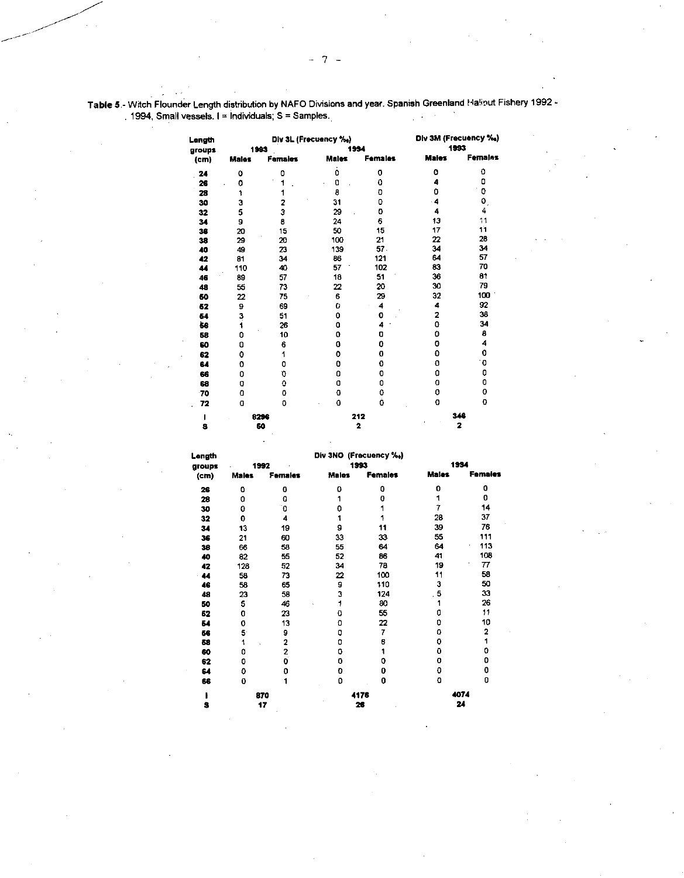**Table 5**.- Witch Flounder Length distribution by NAFO Divisions and year. Spanish Greenland Halibut Fishery 1992 - 1994, Small vessels. I = Individuals; S = Samples.

| Length groups (cm) | Div 3L (Frecuency ‰) | | | | Div 3M (Frecuency ‰) | |
|---|---|---|---|---|---|---|
| | 1993 | | 1994 | | 1993 | |
| | Males | Females | Males | Females | Males | Females |
| 24 | 0 | 0 | 0 | 0 | 0 | 0 |
| 26 | 0 | 1 | 0 | 0 | 4 | 0 |
| 28 | 1 | 1 | 8 | 0 | 0 | 0 |
| 30 | 3 | 2 | 31 | 0 | 4 | 0 |
| 32 | 5 | 3 | 29 | 0 | 4 | 4 |
| 34 | 9 | 8 | 24 | 6 | 13 | 11 |
| 36 | 20 | 15 | 50 | 15 | 17 | 11 |
| 38 | 29 | 20 | 100 | 21 | 22 | 28 |
| 40 | 49 | 23 | 139 | 57 | 34 | 34 |
| 42 | 81 | 34 | 86 | 121 | 64 | 57 |
| 44 | 110 | 40 | 57 | 102 | 83 | 70 |
| 46 | 89 | 57 | 18 | 51 | 36 | 81 |
| 48 | 55 | 73 | 22 | 20 | 30 | 79 |
| 50 | 22 | 75 | 6 | 29 | 32 | 100 |
| 52 | 9 | 69 | 0 | 4 | 4 | 92 |
| 54 | 3 | 51 | 0 | 0 | 2 | 38 |
| 56 | 1 | 26 | 0 | 4 | 0 | 34 |
| 58 | 0 | 10 | 0 | 0 | 0 | 8 |
| 60 | 0 | 6 | 0 | 0 | 0 | 4 |
| 62 | 0 | 1 | 0 | 0 | 0 | 0 |
| 64 | 0 | 0 | 0 | 0 | 0 | 0 |
| 66 | 0 | 0 | 0 | 0 | 0 | 0 |
| 68 | 0 | 0 | 0 | 0 | 0 | 0 |
| 70 | 0 | 0 | 0 | 0 | 0 | 0 |
| 72 | 0 | 0 | 0 | 0 | 0 | 0 |
| I | 8296 | | 212 | | 346 | |
| S | 50 | | 2 | | 2 | |

| Length groups (cm) | Div 3NO (Frecuency ‰) | | | | | |
|---|---|---|---|---|---|---|
| | 1992 | | 1993 | | 1994 | |
| | Males | Females | Males | Females | Males | Females |
| 26 | 0 | 0 | 0 | 0 | 0 | 0 |
| 28 | 0 | 0 | 1 | 0 | 1 | 0 |
| 30 | 0 | 0 | 0 | 1 | 7 | 14 |
| 32 | 0 | 4 | 1 | 1 | 28 | 37 |
| 34 | 13 | 19 | 9 | 11 | 39 | 76 |
| 36 | 21 | 60 | 33 | 33 | 55 | 111 |
| 38 | 66 | 58 | 55 | 64 | 64 | 113 |
| 40 | 82 | 55 | 52 | 86 | 41 | 108 |
| 42 | 128 | 52 | 34 | 78 | 19 | 77 |
| 44 | 58 | 73 | 22 | 100 | 11 | 58 |
| 46 | 58 | 65 | 9 | 110 | 3 | 50 |
| 48 | 23 | 58 | 3 | 124 | 5 | 33 |
| 50 | 5 | 46 | 1 | 80 | 1 | 26 |
| 52 | 0 | 23 | 0 | 55 | 0 | 11 |
| 54 | 0 | 13 | 0 | 22 | 0 | 10 |
| 56 | 5 | 9 | 0 | 7 | 0 | 2 |
| 58 | 1 | 2 | 0 | 6 | 0 | 1 |
| 60 | 0 | 2 | 0 | 1 | 0 | 0 |
| 62 | 0 | 0 | 0 | 0 | 0 | 0 |
| 64 | 0 | 0 | 0 | 0 | 0 | 0 |
| 66 | 0 | 1 | 0 | 0 | 0 | 0 |
| I | 870 | | 4176 | | 4074 | |
| S | 17 | | 26 | | 24 | |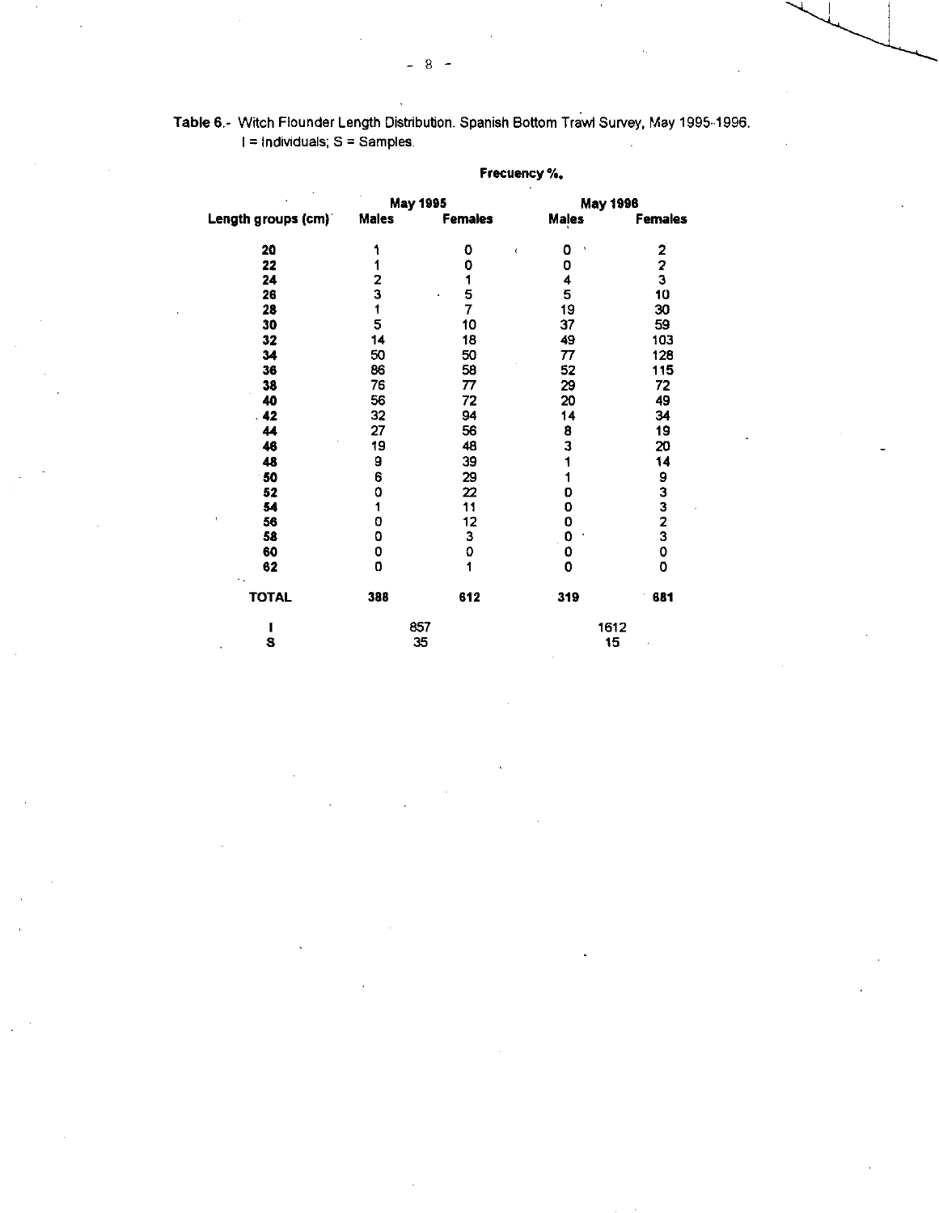**Table 6**.- Witch Flounder Length Distribution. Spanish Bottom Trawl Survey, May 1995-1996.
I = Individuals; S = Samples.

| | Frecuency %. | | | |
|---|---|---|---|---|
| | May 1995 | | May 1996 | |
| **Length groups (cm)** | **Males** | **Females** | **Males** | **Females** |
| **20** | 1 | 0 | 0 | 2 |
| **22** | 1 | 0 | 0 | 2 |
| **24** | 2 | 1 | 4 | 3 |
| **26** | 3 | 5 | 5 | 10 |
| **28** | 1 | 7 | 19 | 30 |
| **30** | 5 | 10 | 37 | 59 |
| **32** | 14 | 18 | 49 | 103 |
| **34** | 50 | 50 | 77 | 128 |
| **36** | 86 | 58 | 52 | 115 |
| **38** | 76 | 77 | 29 | 72 |
| **40** | 56 | 72 | 20 | 49 |
| **42** | 32 | 94 | 14 | 34 |
| **44** | 27 | 56 | 8 | 19 |
| **46** | 19 | 48 | 3 | 20 |
| **48** | 9 | 39 | 1 | 14 |
| **50** | 6 | 29 | 1 | 9 |
| **52** | 0 | 22 | 0 | 3 |
| **54** | 1 | 11 | 0 | 3 |
| **56** | 0 | 12 | 0 | 2 |
| **58** | 0 | 3 | 0 | 3 |
| **60** | 0 | 0 | 0 | 0 |
| **62** | 0 | 1 | 0 | 0 |
| **TOTAL** | **388** | **612** | **319** | **681** |
| **I** | 857 | | 1612 | |
| **S** | 35 | | 15 | |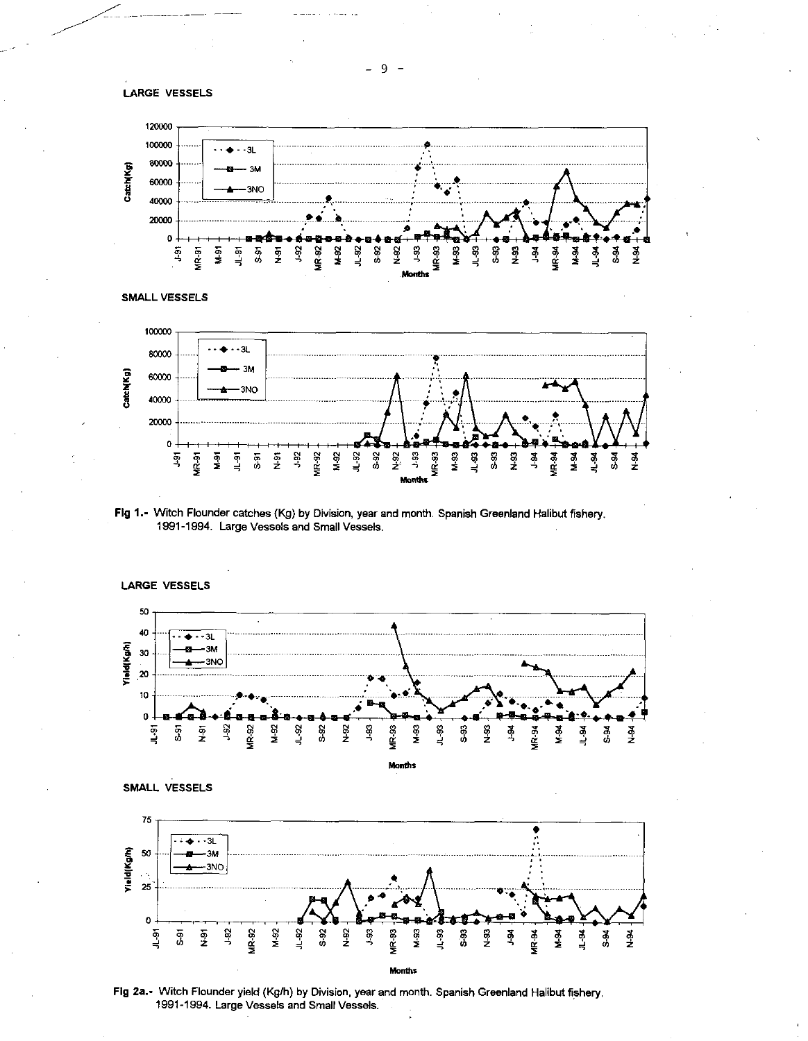LARGE VESSELS

SMALL VESSELS

**Fig 1.-** Witch Flounder catches (Kg) by Division, year and month. Spanish Greenland Halibut fishery. 1991-1994. Large Vessels and Small Vessels.

LARGE VESSELS

SMALL VESSELS

**Fig 2a.-** Witch Flounder yield (Kg/h) by Division, year and month. Spanish Greenland Halibut fishery. 1991-1994. Large Vessels and Small Vessels.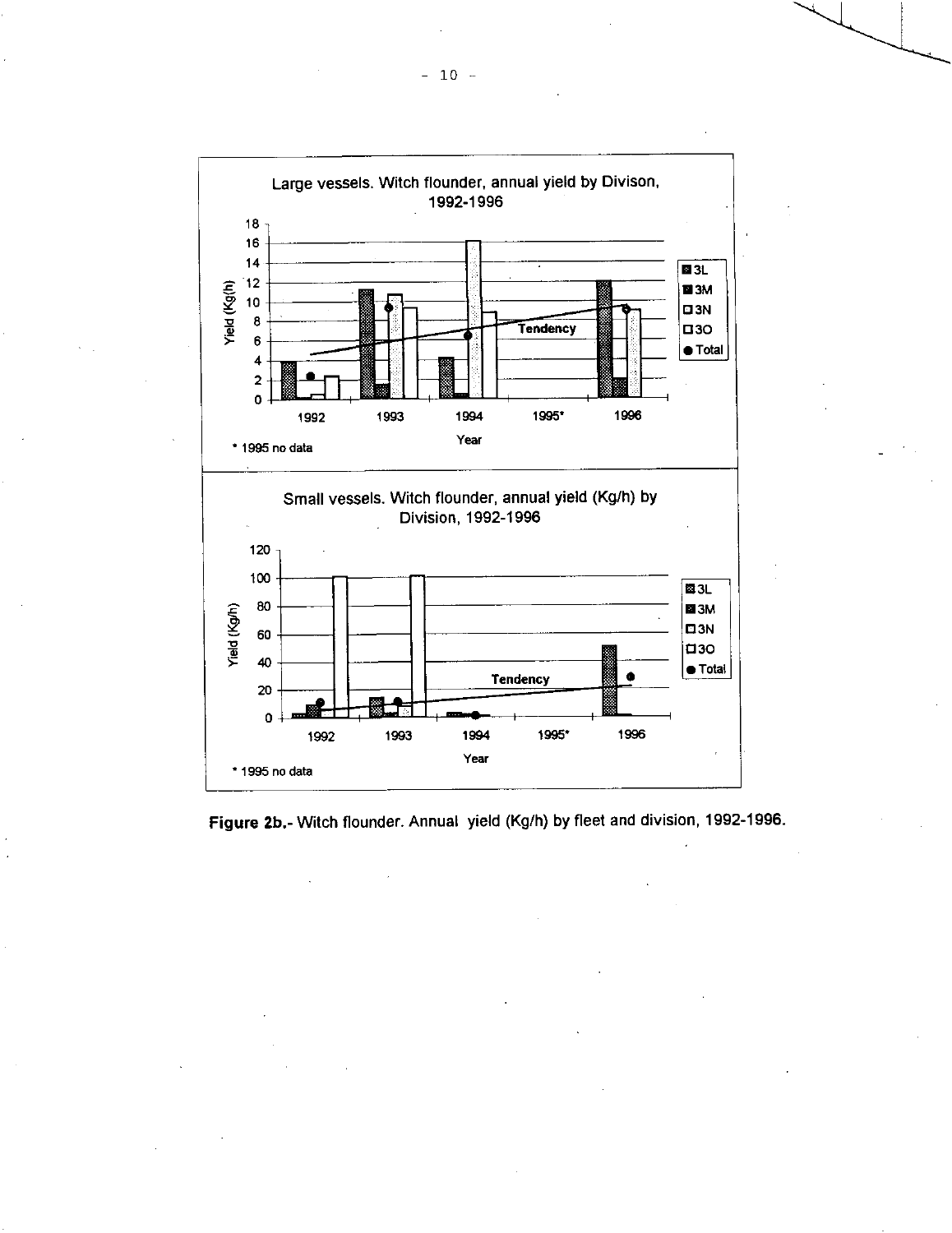Figure 2b.- Witch flounder. Annual yield (Kg/h) by fleet and division, 1992-1996.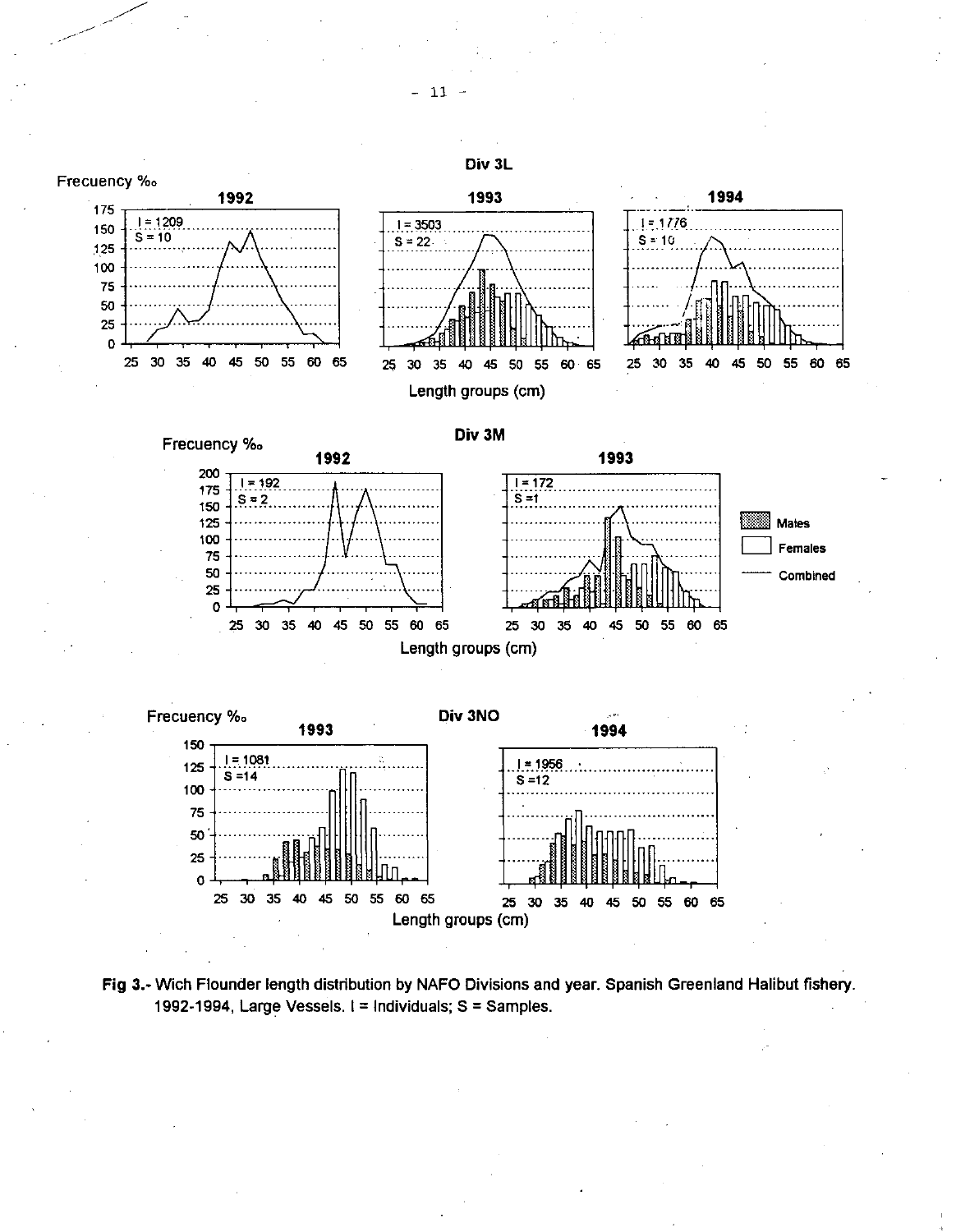Fig 3.- Wich Flounder length distribution by NAFO Divisions and year. Spanish Greenland Halibut fishery. 1992-1994, Large Vessels. I = Individuals; S = Samples.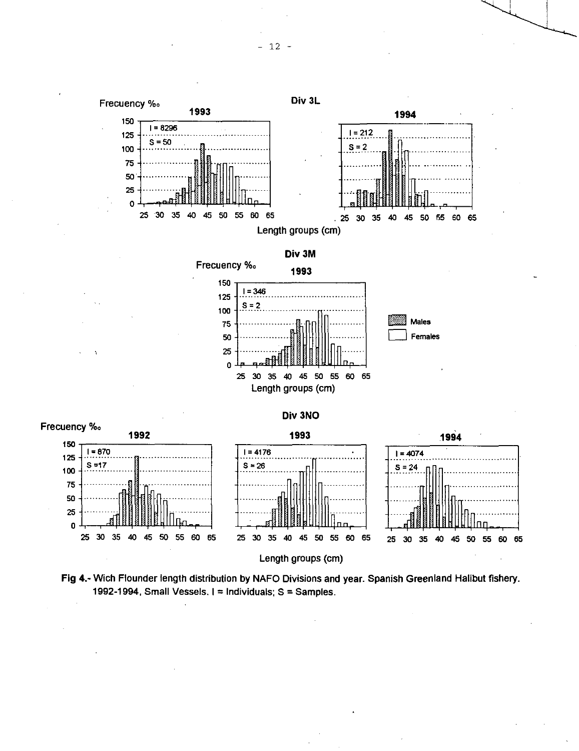Frecuency ‰

Div 3L

1993

I = 8296

S = 50

1994

I = 212

S = 2

Length groups (cm)

Div 3M

Frecuency ‰

1993

I = 346

S = 2

Length groups (cm)

Males

Females

Div 3NO

Frecuency ‰

1992

I = 870

S =17

1993

I = 4176

S = 26

1994

I = 4074

S = 24

Length groups (cm)

**Fig 4.**- Wich Flounder length distribution by NAFO Divisions and year. Spanish Greenland Halibut fishery. 1992-1994, Small Vessels. I = Individuals; S = Samples.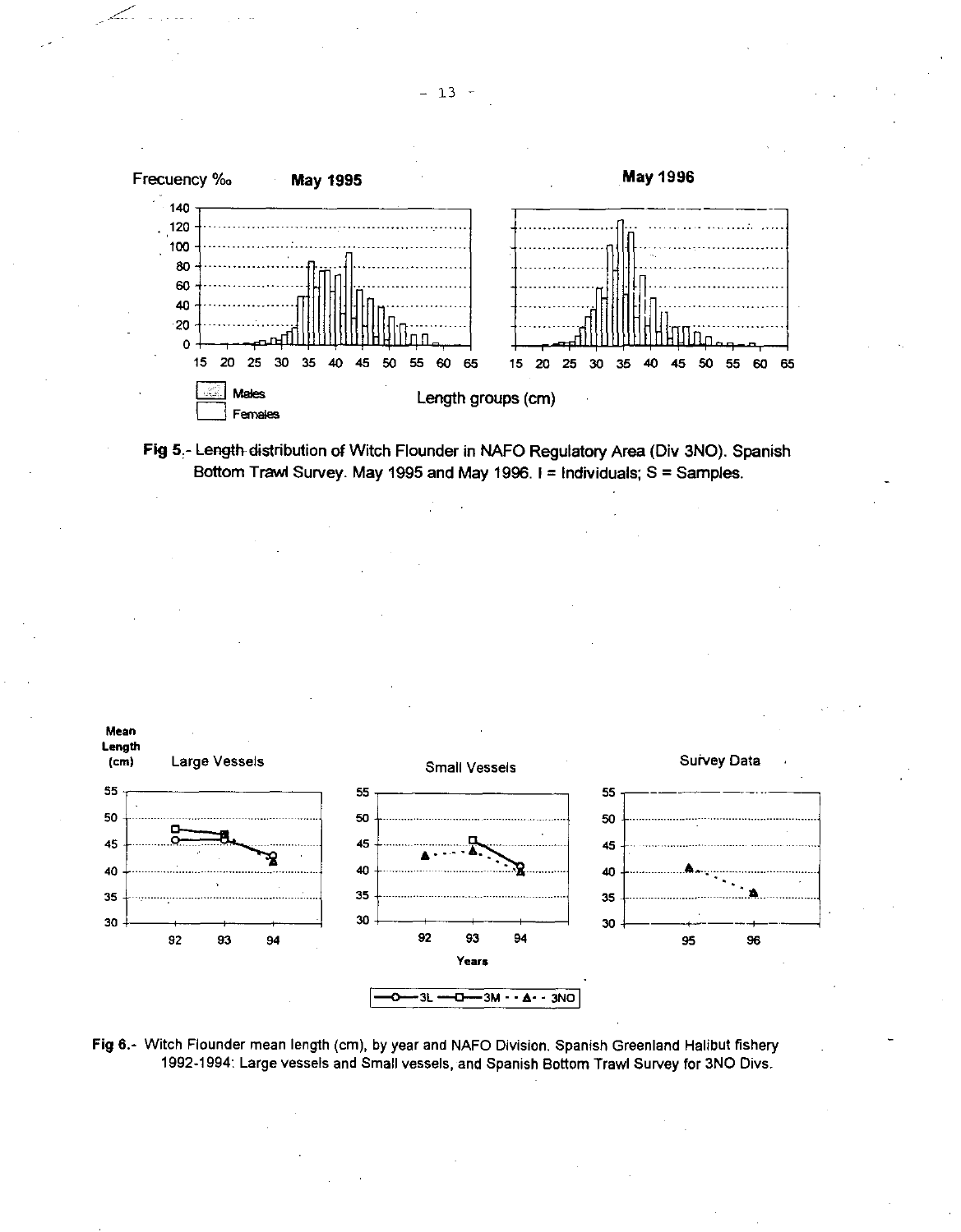Frecuency ‰ **May 1995** **May 1996**

Males
Females

Length groups (cm)

**Fig 5**.- Length distribution of Witch Flounder in NAFO Regulatory Area (Div 3NO). Spanish Bottom Trawl Survey. May 1995 and May 1996. I = Individuals; S = Samples.

Mean Length (cm) Large Vessels Small Vessels Survey Data

Years

3L 3M 3NO

**Fig 6**.- Witch Flounder mean length (cm), by year and NAFO Division. Spanish Greenland Halibut fishery 1992-1994: Large vessels and Small vessels, and Spanish Bottom Trawl Survey for 3NO Divs.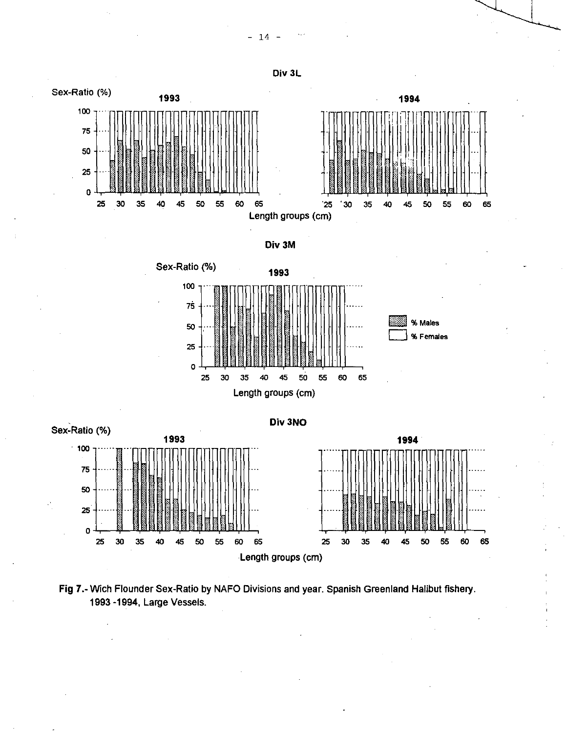Fig 7.- Wich Flounder Sex-Ratio by NAFO Divisions and year. Spanish Greenland Halibut fishery. 1993 -1994, Large Vessels.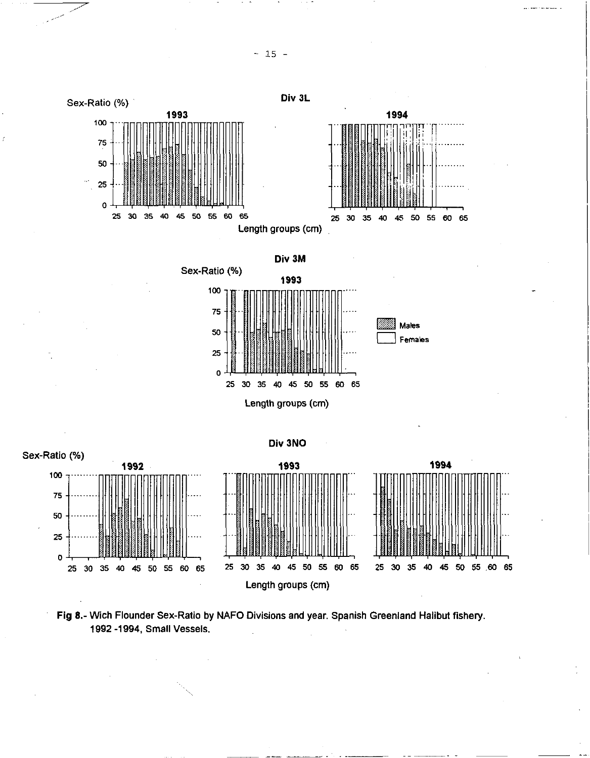Fig 8.- Wich Flounder Sex-Ratio by NAFO Divisions and year. Spanish Greenland Halibut fishery. 1992 -1994, Small Vessels.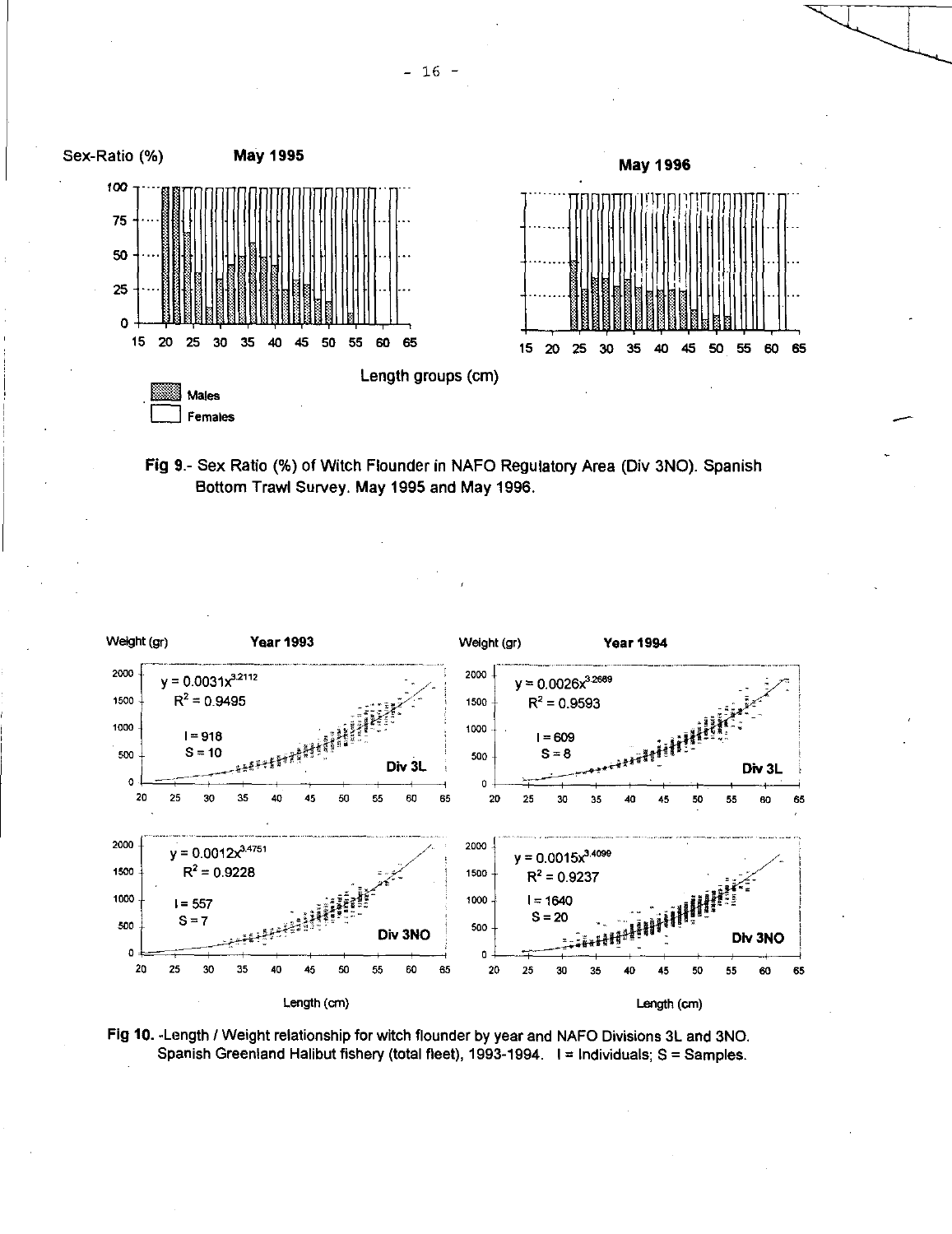Sex-Ratio (%)

May 1995

100
75
50
25
0

15 20 25 30 35 40 45 50 55 60 65

May 1996

15 20 25 30 35 40 45 50 55 60 65

Length groups (cm)

Males

Females

**Fig 9**.- Sex Ratio (%) of Witch Flounder in NAFO Regulatory Area (Div 3NO). Spanish Bottom Trawl Survey. May 1995 and May 1996.

Weight (gr)

**Year 1993**

$y = 0.0031x^{3.2112}$

$R^2 = 0.9495$

I = 918

S = 10

**Div 3L**

Weight (gr)

**Year 1994**

$y = 0.0026x^{3.2689}$

$R^2 = 0.9593$

I = 609

S = 8

**Div 3L**

$y = 0.0012x^{3.4751}$

$R^2 = 0.9228$

I = 557

S = 7

**Div 3NO**

$y = 0.0015x^{3.4099}$

$R^2 = 0.9237$

I = 1640

S = 20

**Div 3NO**

2000
1500
1000
500
0

20 25 30 35 40 45 50 55 60 65

Length (cm)

Length (cm)

**Fig 10.** -Length / Weight relationship for witch flounder by year and NAFO Divisions 3L and 3NO. Spanish Greenland Halibut fishery (total fleet), 1993-1994. I = Individuals; S = Samples.